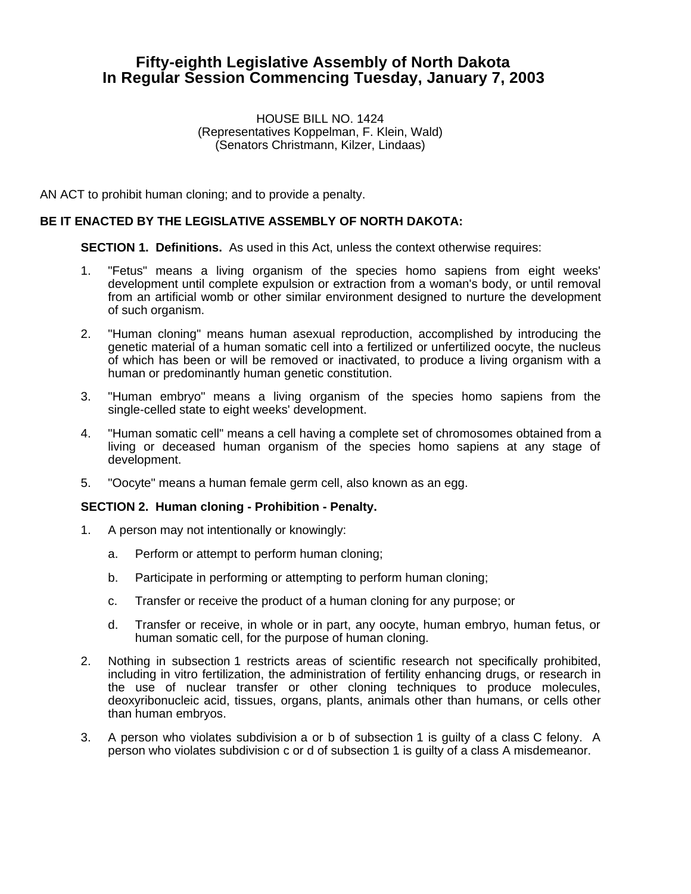# Fifty-eighth Legislative Assembly of North Dakota
# In Regular Session Commencing Tuesday, January 7, 2003

HOUSE BILL NO. 1424
(Representatives Koppelman, F. Klein, Wald)
(Senators Christmann, Kilzer, Lindaas)

AN ACT to prohibit human cloning; and to provide a penalty.

**BE IT ENACTED BY THE LEGISLATIVE ASSEMBLY OF NORTH DAKOTA:**

**SECTION 1. Definitions.** As used in this Act, unless the context otherwise requires:

1. "Fetus" means a living organism of the species homo sapiens from eight weeks' development until complete expulsion or extraction from a woman's body, or until removal from an artificial womb or other similar environment designed to nurture the development of such organism.

2. "Human cloning" means human asexual reproduction, accomplished by introducing the genetic material of a human somatic cell into a fertilized or unfertilized oocyte, the nucleus of which has been or will be removed or inactivated, to produce a living organism with a human or predominantly human genetic constitution.

3. "Human embryo" means a living organism of the species homo sapiens from the single-celled state to eight weeks' development.

4. "Human somatic cell" means a cell having a complete set of chromosomes obtained from a living or deceased human organism of the species homo sapiens at any stage of development.

5. "Oocyte" means a human female germ cell, also known as an egg.

**SECTION 2. Human cloning - Prohibition - Penalty.**

1. A person may not intentionally or knowingly:

   a. Perform or attempt to perform human cloning;

   b. Participate in performing or attempting to perform human cloning;

   c. Transfer or receive the product of a human cloning for any purpose; or

   d. Transfer or receive, in whole or in part, any oocyte, human embryo, human fetus, or human somatic cell, for the purpose of human cloning.

2. Nothing in subsection 1 restricts areas of scientific research not specifically prohibited, including in vitro fertilization, the administration of fertility enhancing drugs, or research in the use of nuclear transfer or other cloning techniques to produce molecules, deoxyribonucleic acid, tissues, organs, plants, animals other than humans, or cells other than human embryos.

3. A person who violates subdivision a or b of subsection 1 is guilty of a class C felony. A person who violates subdivision c or d of subsection 1 is guilty of a class A misdemeanor.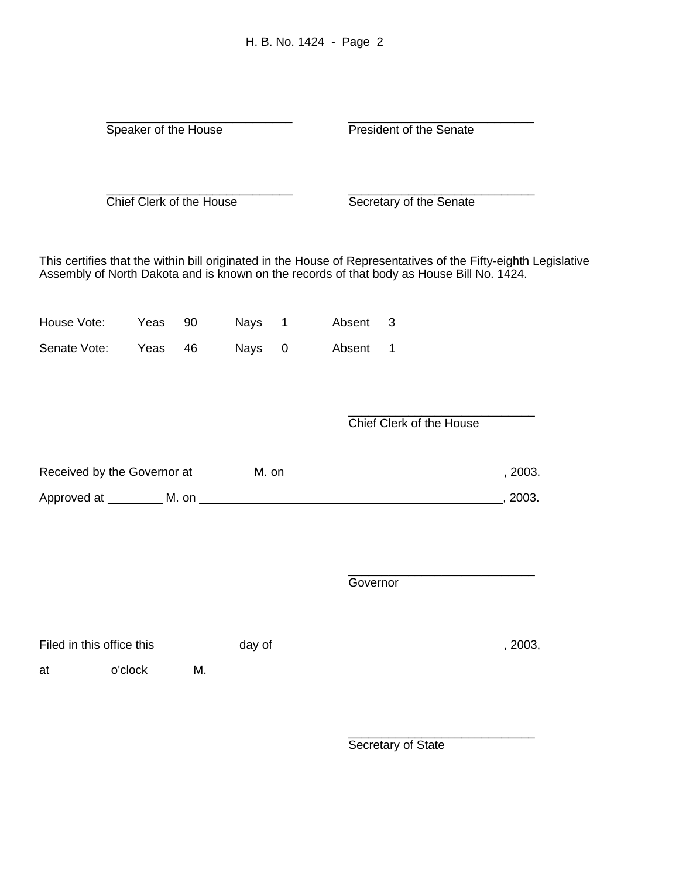\_\_\_\_\_\_\_\_\_\_\_\_\_\_\_\_\_\_\_\_\_\_\_\_\_\_\_\_
Speaker of the House

\_\_\_\_\_\_\_\_\_\_\_\_\_\_\_\_\_\_\_\_\_\_\_\_\_\_\_\_
President of the Senate

\_\_\_\_\_\_\_\_\_\_\_\_\_\_\_\_\_\_\_\_\_\_\_\_\_\_\_\_
Chief Clerk of the House

\_\_\_\_\_\_\_\_\_\_\_\_\_\_\_\_\_\_\_\_\_\_\_\_\_\_\_\_
Secretary of the Senate

This certifies that the within bill originated in the House of Representatives of the Fifty-eighth Legislative Assembly of North Dakota and is known on the records of that body as House Bill No. 1424.

| | | | | | | |
|---|---|---|---|---|---|---|
| House Vote: | Yeas | 90 | Nays | 1 | Absent | 3 |
| Senate Vote: | Yeas | 46 | Nays | 0 | Absent | 1 |

\_\_\_\_\_\_\_\_\_\_\_\_\_\_\_\_\_\_\_\_\_\_\_\_\_\_\_\_
Chief Clerk of the House

Received by the Governor at \_\_\_\_\_\_\_\_ M. on \_\_\_\_\_\_\_\_\_\_\_\_\_\_\_\_\_\_\_\_\_\_\_\_\_\_\_\_\_\_\_\_, 2003.

Approved at \_\_\_\_\_\_\_\_ M. on \_\_\_\_\_\_\_\_\_\_\_\_\_\_\_\_\_\_\_\_\_\_\_\_\_\_\_\_\_\_\_\_\_\_\_\_\_\_\_\_\_\_\_\_\_\_\_\_, 2003.

\_\_\_\_\_\_\_\_\_\_\_\_\_\_\_\_\_\_\_\_\_\_\_\_\_\_\_\_
Governor

Filed in this office this \_\_\_\_\_\_\_\_\_\_\_\_ day of \_\_\_\_\_\_\_\_\_\_\_\_\_\_\_\_\_\_\_\_\_\_\_\_\_\_\_\_\_\_\_\_\_\_\_\_, 2003,

at \_\_\_\_\_\_\_\_ o'clock \_\_\_\_\_\_ M.

\_\_\_\_\_\_\_\_\_\_\_\_\_\_\_\_\_\_\_\_\_\_\_\_\_\_\_\_
Secretary of State